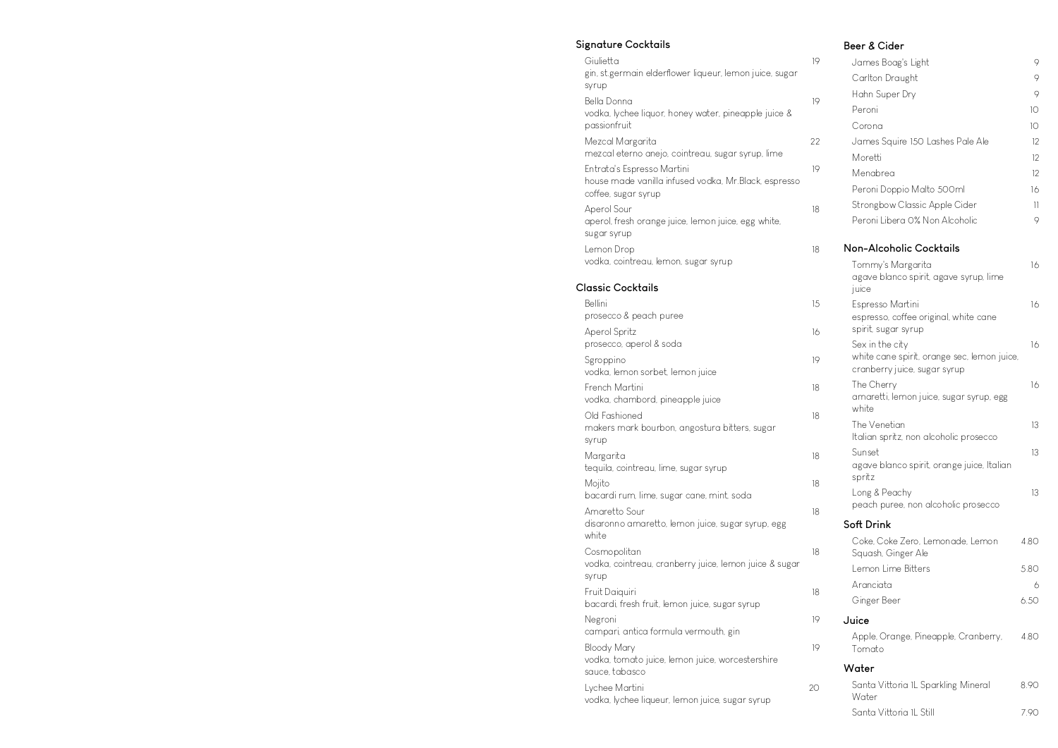## Signature Cocktails

| Item | Price |
| --- | --- |
| Giulietta<br>gin, st.germain elderflower liqueur, lemon juice, sugar syrup | 19 |
| Bella Donna<br>vodka, lychee liquor, honey water, pineapple juice & passionfruit | 19 |
| Mezcal Margarita<br>mezcal eterno anejo, cointreau, sugar syrup, lime | 22 |
| Entrata's Espresso Martini<br>house made vanilla infused vodka, Mr.Black, espresso coffee, sugar syrup | 19 |
| Aperol Sour<br>aperol, fresh orange juice, lemon juice, egg white, sugar syrup | 18 |
| Lemon Drop<br>vodka, cointreau, lemon, sugar syrup | 18 |

## Classic Cocktails

| Item | Price |
| --- | --- |
| Bellini<br>prosecco & peach puree | 15 |
| Aperol Spritz<br>prosecco, aperol & soda | 16 |
| Sgroppino<br>vodka, lemon sorbet, lemon juice | 19 |
| French Martini<br>vodka, chambord, pineapple juice | 18 |
| Old Fashioned<br>makers mark bourbon, angostura bitters, sugar syrup | 18 |
| Margarita<br>tequila, cointreau, lime, sugar syrup | 18 |
| Mojito<br>bacardi rum, lime, sugar cane, mint, soda | 18 |
| Amaretto Sour<br>disaronno amaretto, lemon juice, sugar syrup, egg white | 18 |
| Cosmopolitan<br>vodka, cointreau, cranberry juice, lemon juice & sugar syrup | 18 |
| Fruit Daiquiri<br>bacardi, fresh fruit, lemon juice, sugar syrup | 18 |
| Negroni<br>campari, antica formula vermouth, gin | 19 |
| Bloody Mary<br>vodka, tomato juice, lemon juice, worcestershire sauce, tabasco | 19 |
| Lychee Martini<br>vodka, lychee liqueur, lemon juice, sugar syrup | 20 |

## Beer & Cider

| Item | Price |
| --- | --- |
| James Boag's Light | 9 |
| Carlton Draught | 9 |
| Hahn Super Dry | 9 |
| Peroni | 10 |
| Corona | 10 |
| James Squire 150 Lashes Pale Ale | 12 |
| Moretti | 12 |
| Menabrea | 12 |
| Peroni Doppio Malto 500ml | 16 |
| Strongbow Classic Apple Cider | 11 |
| Peroni Libera 0% Non Alcoholic | 9 |

## Non-Alcoholic Cocktails

| Item | Price |
| --- | --- |
| Tommy's Margarita<br>agave blanco spirit, agave syrup, lime juice | 16 |
| Espresso Martini<br>espresso, coffee original, white cane spirit, sugar syrup | 16 |
| Sex in the city<br>white cane spirit, orange sec, lemon juice, cranberry juice, sugar syrup | 16 |
| The Cherry<br>amaretti, lemon juice, sugar syrup, egg white | 16 |
| The Venetian<br>Italian spritz, non alcoholic prosecco | 13 |
| Sunset<br>agave blanco spirit, orange juice, Italian spritz | 13 |
| Long & Peachy<br>peach puree, non alcoholic prosecco | 13 |

## Soft Drink

| Item | Price |
| --- | --- |
| Coke, Coke Zero, Lemonade, Lemon Squash, Ginger Ale | 4.80 |
| Lemon Lime Bitters | 5.80 |
| Aranciata | 6 |
| Ginger Beer | 6.50 |

## Juice

| Item | Price |
| --- | --- |
| Apple, Orange, Pineapple, Cranberry, Tomato | 4.80 |

## Water

| Item | Price |
| --- | --- |
| Santa Vittoria 1L Sparkling Mineral Water | 8.90 |
| Santa Vittoria 1L Still | 7.90 |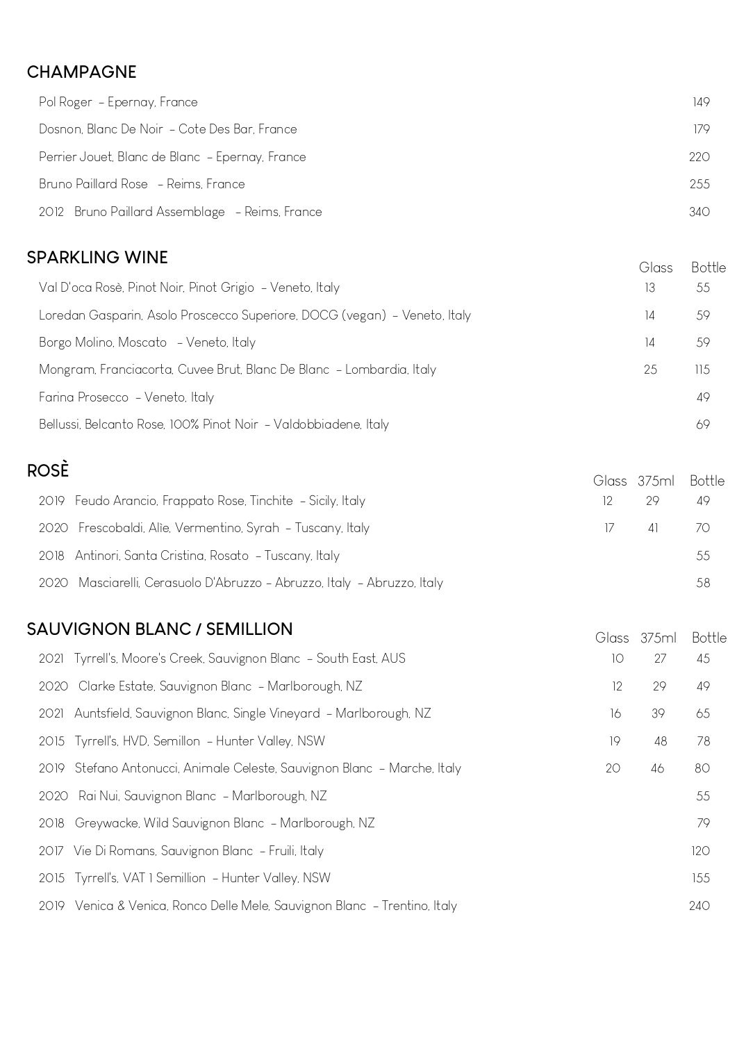## CHAMPAGNE

| Wine | Bottle |
|---|---|
| Pol Roger – Epernay, France | 149 |
| Dosnon, Blanc De Noir – Cote Des Bar, France | 179 |
| Perrier Jouet, Blanc de Blanc – Epernay, France | 220 |
| Bruno Paillard Rose – Reims, France | 255 |
| 2012 Bruno Paillard Assemblage – Reims, France | 340 |

## SPARKLING WINE

| Wine | Glass | Bottle |
|---|---|---|
| Val D'oca Rosè, Pinot Noir, Pinot Grigio – Veneto, Italy | 13 | 55 |
| Loredan Gasparin, Asolo Proscecco Superiore, DOCG (vegan) – Veneto, Italy | 14 | 59 |
| Borgo Molino, Moscato – Veneto, Italy | 14 | 59 |
| Mongram, Franciacorta, Cuvee Brut, Blanc De Blanc – Lombardia, Italy | 25 | 115 |
| Farina Prosecco – Veneto, Italy | | 49 |
| Bellussi, Belcanto Rose, 100% Pinot Noir – Valdobbiadene, Italy | | 69 |

## ROSÈ

| Wine | Glass | 375ml | Bottle |
|---|---|---|---|
| 2019 Feudo Arancio, Frappato Rose, Tinchite – Sicily, Italy | 12 | 29 | 49 |
| 2020 Frescobaldi, Alìe, Vermentino, Syrah – Tuscany, Italy | 17 | 41 | 70 |
| 2018 Antinori, Santa Cristina, Rosato – Tuscany, Italy | | | 55 |
| 2020 Masciarelli, Cerasuolo D'Abruzzo – Abruzzo, Italy – Abruzzo, Italy | | | 58 |

## SAUVIGNON BLANC / SEMILLION

| Wine | Glass | 375ml | Bottle |
|---|---|---|---|
| 2021 Tyrrell's, Moore's Creek, Sauvignon Blanc – South East, AUS | 10 | 27 | 45 |
| 2020 Clarke Estate, Sauvignon Blanc – Marlborough, NZ | 12 | 29 | 49 |
| 2021 Auntsfield, Sauvignon Blanc, Single Vineyard – Marlborough, NZ | 16 | 39 | 65 |
| 2015 Tyrrell's, HVD, Semillon – Hunter Valley, NSW | 19 | 48 | 78 |
| 2019 Stefano Antonucci, Animale Celeste, Sauvignon Blanc – Marche, Italy | 20 | 46 | 80 |
| 2020 Rai Nui, Sauvignon Blanc – Marlborough, NZ | | | 55 |
| 2018 Greywacke, Wild Sauvignon Blanc – Marlborough, NZ | | | 79 |
| 2017 Vie Di Romans, Sauvignon Blanc – Fruili, Italy | | | 120 |
| 2015 Tyrrell's, VAT 1 Semillion – Hunter Valley, NSW | | | 155 |
| 2019 Venica & Venica, Ronco Delle Mele, Sauvignon Blanc – Trentino, Italy | | | 240 |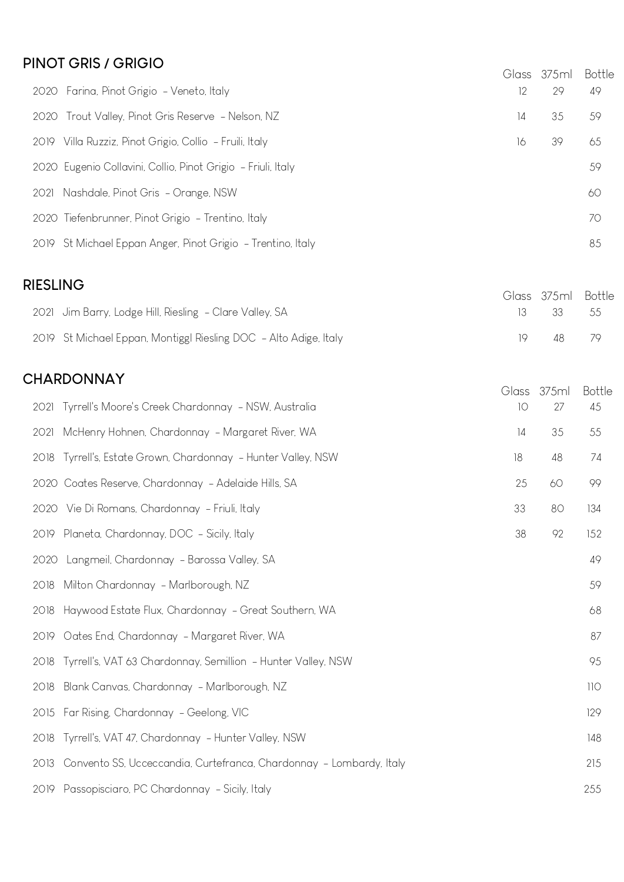## PINOT GRIS / GRIGIO

| | Glass | 375ml | Bottle |
|---|---|---|---|
| 2020 Farina, Pinot Grigio – Veneto, Italy | 12 | 29 | 49 |
| 2020 Trout Valley, Pinot Gris Reserve – Nelson, NZ | 14 | 35 | 59 |
| 2019 Villa Ruzziz, Pinot Grigio, Collio – Fruili, Italy | 16 | 39 | 65 |
| 2020 Eugenio Collavini, Collio, Pinot Grigio – Friuli, Italy | | | 59 |
| 2021 Nashdale, Pinot Gris – Orange, NSW | | | 60 |
| 2020 Tiefenbrunner, Pinot Grigio – Trentino, Italy | | | 70 |
| 2019 St Michael Eppan Anger, Pinot Grigio – Trentino, Italy | | | 85 |

## RIESLING

| | Glass | 375ml | Bottle |
|---|---|---|---|
| 2021 Jim Barry, Lodge Hill, Riesling – Clare Valley, SA | 13 | 33 | 55 |
| 2019 St Michael Eppan, Montiggl Riesling DOC – Alto Adige, Italy | 19 | 48 | 79 |

## CHARDONNAY

| | Glass | 375ml | Bottle |
|---|---|---|---|
| 2021 Tyrrell's Moore's Creek Chardonnay – NSW, Australia | 10 | 27 | 45 |
| 2021 McHenry Hohnen, Chardonnay – Margaret River, WA | 14 | 35 | 55 |
| 2018 Tyrrell's, Estate Grown, Chardonnay – Hunter Valley, NSW | 18 | 48 | 74 |
| 2020 Coates Reserve, Chardonnay – Adelaide Hills, SA | 25 | 60 | 99 |
| 2020 Vie Di Romans, Chardonnay – Friuli, Italy | 33 | 80 | 134 |
| 2019 Planeta, Chardonnay, DOC – Sicily, Italy | 38 | 92 | 152 |
| 2020 Langmeil, Chardonnay – Barossa Valley, SA | | | 49 |
| 2018 Milton Chardonnay – Marlborough, NZ | | | 59 |
| 2018 Haywood Estate Flux, Chardonnay – Great Southern, WA | | | 68 |
| 2019 Oates End, Chardonnay – Margaret River, WA | | | 87 |
| 2018 Tyrrell's, VAT 63 Chardonnay, Semillion – Hunter Valley, NSW | | | 95 |
| 2018 Blank Canvas, Chardonnay – Marlborough, NZ | | | 110 |
| 2015 Far Rising, Chardonnay – Geelong, VIC | | | 129 |
| 2018 Tyrrell's, VAT 47, Chardonnay – Hunter Valley, NSW | | | 148 |
| 2013 Convento SS, Ucceccandia, Curtefranca, Chardonnay – Lombardy, Italy | | | 215 |
| 2019 Passopisciaro, PC Chardonnay – Sicily, Italy | | | 255 |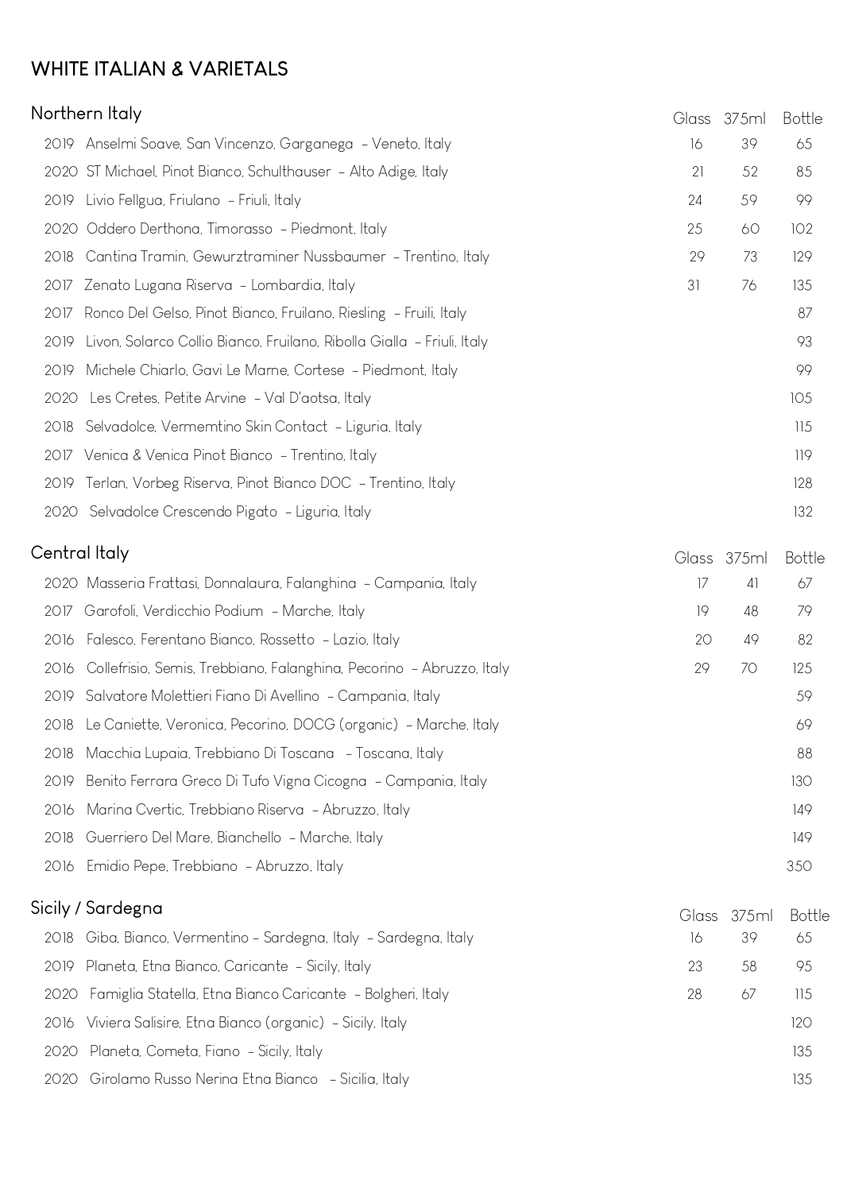# WHITE ITALIAN & VARIETALS

## Northern Italy

| | Glass | 375ml | Bottle |
|---|---|---|---|
| 2019 Anselmi Soave, San Vincenzo, Garganega – Veneto, Italy | 16 | 39 | 65 |
| 2020 ST Michael, Pinot Bianco, Schulthauser – Alto Adige, Italy | 21 | 52 | 85 |
| 2019 Livio Fellgua, Friulano – Friuli, Italy | 24 | 59 | 99 |
| 2020 Oddero Derthona, Timorasso – Piedmont, Italy | 25 | 60 | 102 |
| 2018 Cantina Tramin, Gewurztraminer Nussbaumer – Trentino, Italy | 29 | 73 | 129 |
| 2017 Zenato Lugana Riserva – Lombardia, Italy | 31 | 76 | 135 |
| 2017 Ronco Del Gelso, Pinot Bianco, Fruilano, Riesling – Fruili, Italy | | | 87 |
| 2019 Livon, Solarco Collio Bianco, Fruilano, Ribolla Gialla – Friuli, Italy | | | 93 |
| 2019 Michele Chiarlo, Gavi Le Marne, Cortese – Piedmont, Italy | | | 99 |
| 2020 Les Cretes, Petite Arvine – Val D'aotsa, Italy | | | 105 |
| 2018 Selvadolce, Vermemtino Skin Contact – Liguria, Italy | | | 115 |
| 2017 Venica & Venica Pinot Bianco – Trentino, Italy | | | 119 |
| 2019 Terlan, Vorbeg Riserva, Pinot Bianco DOC – Trentino, Italy | | | 128 |
| 2020 Selvadolce Crescendo Pigato – Liguria, Italy | | | 132 |

## Central Italy

| | Glass | 375ml | Bottle |
|---|---|---|---|
| 2020 Masseria Frattasi, Donnalaura, Falanghina – Campania, Italy | 17 | 41 | 67 |
| 2017 Garofoli, Verdicchio Podium – Marche, Italy | 19 | 48 | 79 |
| 2016 Falesco, Ferentano Bianco, Rossetto – Lazio, Italy | 20 | 49 | 82 |
| 2016 Collefrisio, Semis, Trebbiano, Falanghina, Pecorino – Abruzzo, Italy | 29 | 70 | 125 |
| 2019 Salvatore Molettieri Fiano Di Avellino – Campania, Italy | | | 59 |
| 2018 Le Caniette, Veronica, Pecorino, DOCG (organic) – Marche, Italy | | | 69 |
| 2018 Macchia Lupaia, Trebbiano Di Toscana – Toscana, Italy | | | 88 |
| 2019 Benito Ferrara Greco Di Tufo Vigna Cicogna – Campania, Italy | | | 130 |
| 2016 Marina Cvertic, Trebbiano Riserva – Abruzzo, Italy | | | 149 |
| 2018 Guerriero Del Mare, Bianchello – Marche, Italy | | | 149 |
| 2016 Emidio Pepe, Trebbiano – Abruzzo, Italy | | | 350 |

## Sicily / Sardegna

| | Glass | 375ml | Bottle |
|---|---|---|---|
| 2018 Giba, Bianco, Vermentino – Sardegna, Italy – Sardegna, Italy | 16 | 39 | 65 |
| 2019 Planeta, Etna Bianco, Caricante – Sicily, Italy | 23 | 58 | 95 |
| 2020 Famiglia Statella, Etna Bianco Caricante – Bolgheri, Italy | 28 | 67 | 115 |
| 2016 Viviera Salisire, Etna Bianco (organic) – Sicily, Italy | | | 120 |
| 2020 Planeta, Cometa, Fiano – Sicily, Italy | | | 135 |
| 2020 Girolamo Russo Nerina Etna Bianco – Sicilia, Italy | | | 135 |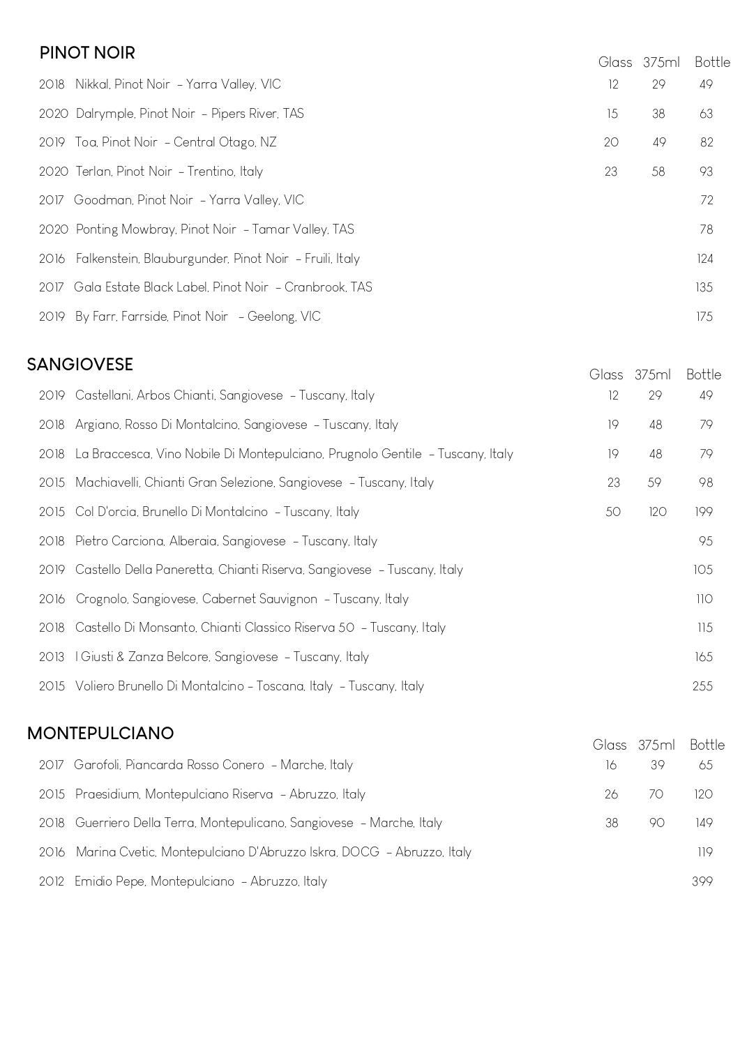## PINOT NOIR

| | Glass | 375ml | Bottle |
|---|---|---|---|
| 2018 Nikkal, Pinot Noir – Yarra Valley, VIC | 12 | 29 | 49 |
| 2020 Dalrymple, Pinot Noir – Pipers River, TAS | 15 | 38 | 63 |
| 2019 Toa, Pinot Noir – Central Otago, NZ | 20 | 49 | 82 |
| 2020 Terlan, Pinot Noir – Trentino, Italy | 23 | 58 | 93 |
| 2017 Goodman, Pinot Noir – Yarra Valley, VIC | | | 72 |
| 2020 Ponting Mowbray, Pinot Noir – Tamar Valley, TAS | | | 78 |
| 2016 Falkenstein, Blauburgunder, Pinot Noir – Fruili, Italy | | | 124 |
| 2017 Gala Estate Black Label, Pinot Noir – Cranbrook, TAS | | | 135 |
| 2019 By Farr, Farrside, Pinot Noir – Geelong, VIC | | | 175 |

## SANGIOVESE

| | Glass | 375ml | Bottle |
|---|---|---|---|
| 2019 Castellani, Arbos Chianti, Sangiovese – Tuscany, Italy | 12 | 29 | 49 |
| 2018 Argiano, Rosso Di Montalcino, Sangiovese – Tuscany, Italy | 19 | 48 | 79 |
| 2018 La Braccesca, Vino Nobile Di Montepulciano, Prugnolo Gentile – Tuscany, Italy | 19 | 48 | 79 |
| 2015 Machiavelli, Chianti Gran Selezione, Sangiovese – Tuscany, Italy | 23 | 59 | 98 |
| 2015 Col D'orcia, Brunello Di Montalcino – Tuscany, Italy | 50 | 120 | 199 |
| 2018 Pietro Carciona, Alberaia, Sangiovese – Tuscany, Italy | | | 95 |
| 2019 Castello Della Paneretta, Chianti Riserva, Sangiovese – Tuscany, Italy | | | 105 |
| 2016 Crognolo, Sangiovese, Cabernet Sauvignon – Tuscany, Italy | | | 110 |
| 2018 Castello Di Monsanto, Chianti Classico Riserva 50 – Tuscany, Italy | | | 115 |
| 2013 I Giusti & Zanza Belcore, Sangiovese – Tuscany, Italy | | | 165 |
| 2015 Voliero Brunello Di Montalcino – Toscana, Italy – Tuscany, Italy | | | 255 |

## MONTEPULCIANO

| | Glass | 375ml | Bottle |
|---|---|---|---|
| 2017 Garofoli, Piancarda Rosso Conero – Marche, Italy | 16 | 39 | 65 |
| 2015 Praesidium, Montepulciano Riserva – Abruzzo, Italy | 26 | 70 | 120 |
| 2018 Guerriero Della Terra, Montepulicano, Sangiovese – Marche, Italy | 38 | 90 | 149 |
| 2016 Marina Cvetic, Montepulciano D'Abruzzo Iskra, DOCG – Abruzzo, Italy | | | 119 |
| 2012 Emidio Pepe, Montepulciano – Abruzzo, Italy | | | 399 |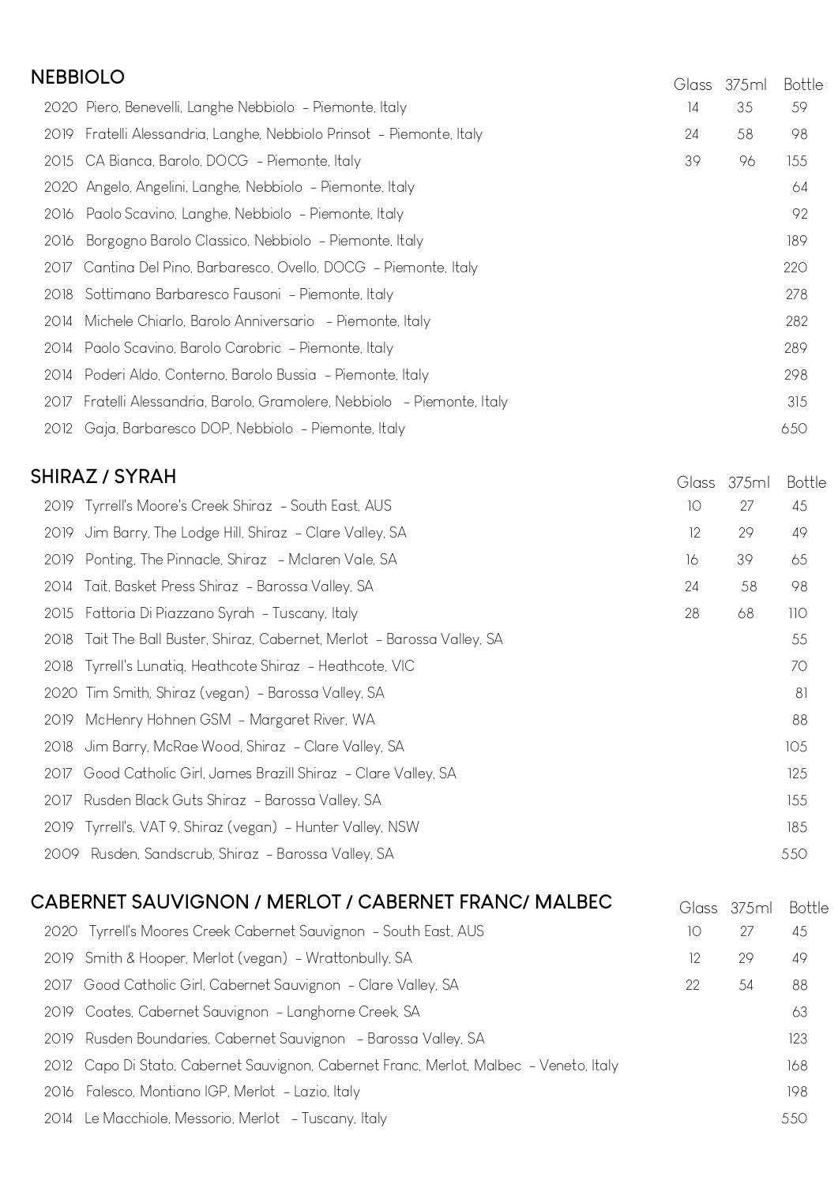## NEBBIOLO

| Wine | Glass | 375ml | Bottle |
|---|---|---|---|
| 2020 Piero, Benevelli, Langhe Nebbiolo - Piemonte, Italy | 14 | 35 | 59 |
| 2019 Fratelli Alessandria, Langhe, Nebbiolo Prinsot - Piemonte, Italy | 24 | 58 | 98 |
| 2015 CA Bianca, Barolo, DOCG - Piemonte, Italy | 39 | 96 | 155 |
| 2020 Angelo, Angelini, Langhe, Nebbiolo - Piemonte, Italy | | | 64 |
| 2016 Paolo Scavino, Langhe, Nebbiolo - Piemonte, Italy | | | 92 |
| 2016 Borgogno Barolo Classico, Nebbiolo - Piemonte, Italy | | | 189 |
| 2017 Cantina Del Pino, Barbaresco, Ovello, DOCG - Piemonte, Italy | | | 220 |
| 2018 Sottimano Barbaresco Fausoni - Piemonte, Italy | | | 278 |
| 2014 Michele Chiarlo, Barolo Anniversario - Piemonte, Italy | | | 282 |
| 2014 Paolo Scavino, Barolo Carobric - Piemonte, Italy | | | 289 |
| 2014 Poderi Aldo, Conterno, Barolo Bussia - Piemonte, Italy | | | 298 |
| 2017 Fratelli Alessandria, Barolo, Gramolere, Nebbiolo - Piemonte, Italy | | | 315 |
| 2012 Gaja, Barbaresco DOP, Nebbiolo - Piemonte, Italy | | | 650 |

## SHIRAZ / SYRAH

| Wine | Glass | 375ml | Bottle |
|---|---|---|---|
| 2019 Tyrrell's Moore's Creek Shiraz - South East, AUS | 10 | 27 | 45 |
| 2019 Jim Barry, The Lodge Hill, Shiraz - Clare Valley, SA | 12 | 29 | 49 |
| 2019 Ponting, The Pinnacle, Shiraz - Mclaren Vale, SA | 16 | 39 | 65 |
| 2014 Tait, Basket Press Shiraz - Barossa Valley, SA | 24 | 58 | 98 |
| 2015 Fattoria Di Piazzano Syrah - Tuscany, Italy | 28 | 68 | 110 |
| 2018 Tait The Ball Buster, Shiraz, Cabernet, Merlot - Barossa Valley, SA | | | 55 |
| 2018 Tyrrell's Lunatiq, Heathcote Shiraz - Heathcote, VIC | | | 70 |
| 2020 Tim Smith, Shiraz (vegan) - Barossa Valley, SA | | | 81 |
| 2019 McHenry Hohnen GSM - Margaret River, WA | | | 88 |
| 2018 Jim Barry, McRae Wood, Shiraz - Clare Valley, SA | | | 105 |
| 2017 Good Catholic Girl, James Brazill Shiraz - Clare Valley, SA | | | 125 |
| 2017 Rusden Black Guts Shiraz - Barossa Valley, SA | | | 155 |
| 2019 Tyrrell's, VAT 9, Shiraz (vegan) - Hunter Valley, NSW | | | 185 |
| 2009 Rusden, Sandscrub, Shiraz - Barossa Valley, SA | | | 550 |

## CABERNET SAUVIGNON / MERLOT / CABERNET FRANC/ MALBEC

| Wine | Glass | 375ml | Bottle |
|---|---|---|---|
| 2020 Tyrrell's Moores Creek Cabernet Sauvignon - South East, AUS | 10 | 27 | 45 |
| 2019 Smith & Hooper, Merlot (vegan) - Wrattonbully, SA | 12 | 29 | 49 |
| 2017 Good Catholic Girl, Cabernet Sauvignon - Clare Valley, SA | 22 | 54 | 88 |
| 2019 Coates, Cabernet Sauvignon - Langhorne Creek, SA | | | 63 |
| 2019 Rusden Boundaries, Cabernet Sauvignon - Barossa Valley, SA | | | 123 |
| 2012 Capo Di Stato, Cabernet Sauvignon, Cabernet Franc, Merlot, Malbec - Veneto, Italy | | | 168 |
| 2016 Falesco, Montiano IGP, Merlot - Lazio, Italy | | | 198 |
| 2014 Le Macchiole, Messorio, Merlot - Tuscany, Italy | | | 550 |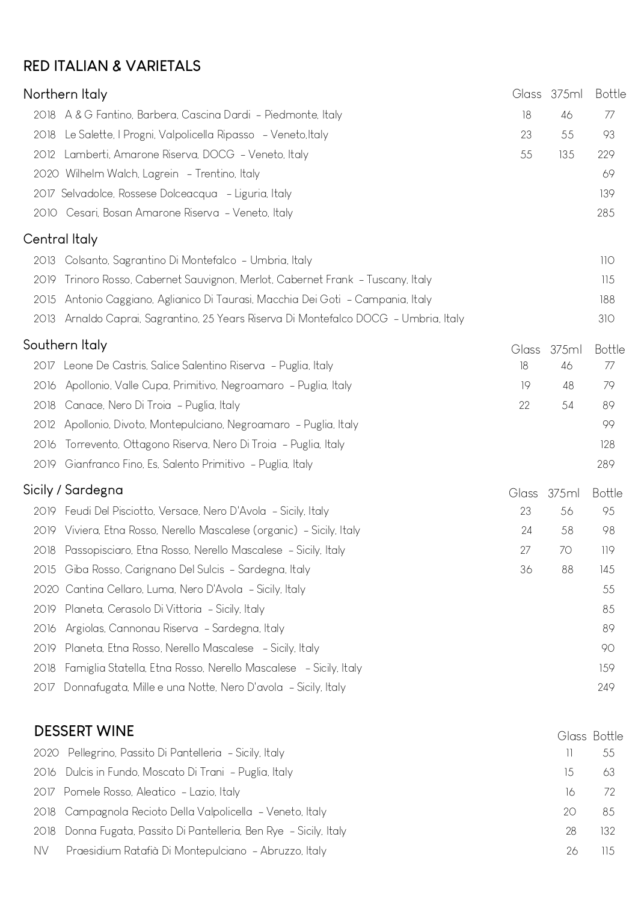## RED ITALIAN & VARIETALS

### Northern Italy

| | Glass | 375ml | Bottle |
|---|---|---|---|
| 2018 A & G Fantino, Barbera, Cascina Dardi – Piedmonte, Italy | 18 | 46 | 77 |
| 2018 Le Salette, I Progni, Valpolicella Ripasso – Veneto,Italy | 23 | 55 | 93 |
| 2012 Lamberti, Amarone Riserva, DOCG – Veneto, Italy | 55 | 135 | 229 |
| 2020 Wilhelm Walch, Lagrein – Trentino, Italy | | | 69 |
| 2017 Selvadolce, Rossese Dolceacqua – Liguria, Italy | | | 139 |
| 2010 Cesari, Bosan Amarone Riserva – Veneto, Italy | | | 285 |

### Central Italy

| | Bottle |
|---|---|
| 2013 Colsanto, Sagrantino Di Montefalco – Umbria, Italy | 110 |
| 2019 Trinoro Rosso, Cabernet Sauvignon, Merlot, Cabernet Frank – Tuscany, Italy | 115 |
| 2015 Antonio Caggiano, Aglianico Di Taurasi, Macchia Dei Goti – Campania, Italy | 188 |
| 2013 Arnaldo Caprai, Sagrantino, 25 Years Riserva Di Montefalco DOCG – Umbria, Italy | 310 |

### Southern Italy

| | Glass | 375ml | Bottle |
|---|---|---|---|
| 2017 Leone De Castris, Salice Salentino Riserva – Puglia, Italy | 18 | 46 | 77 |
| 2016 Apollonio, Valle Cupa, Primitivo, Negroamaro – Puglia, Italy | 19 | 48 | 79 |
| 2018 Canace, Nero Di Troia – Puglia, Italy | 22 | 54 | 89 |
| 2012 Apollonio, Divoto, Montepulciano, Negroamaro – Puglia, Italy | | | 99 |
| 2016 Torrevento, Ottagono Riserva, Nero Di Troia – Puglia, Italy | | | 128 |
| 2019 Gianfranco Fino, Es, Salento Primitivo – Puglia, Italy | | | 289 |

### Sicily / Sardegna

| | Glass | 375ml | Bottle |
|---|---|---|---|
| 2019 Feudi Del Pisciotto, Versace, Nero D'Avola – Sicily, Italy | 23 | 56 | 95 |
| 2019 Viviera, Etna Rosso, Nerello Mascalese (organic) – Sicily, Italy | 24 | 58 | 98 |
| 2018 Passopisciaro, Etna Rosso, Nerello Mascalese – Sicily, Italy | 27 | 70 | 119 |
| 2015 Giba Rosso, Carignano Del Sulcis – Sardegna, Italy | 36 | 88 | 145 |
| 2020 Cantina Cellaro, Luma, Nero D'Avola – Sicily, Italy | | | 55 |
| 2019 Planeta, Cerasolo Di Vittoria – Sicily, Italy | | | 85 |
| 2016 Argiolas, Cannonau Riserva – Sardegna, Italy | | | 89 |
| 2019 Planeta, Etna Rosso, Nerello Mascalese – Sicily, Italy | | | 90 |
| 2018 Famiglia Statella, Etna Rosso, Nerello Mascalese – Sicily, Italy | | | 159 |
| 2017 Donnafugata, Mille e una Notte, Nero D'avola – Sicily, Italy | | | 249 |

## DESSERT WINE

| | Glass | Bottle |
|---|---|---|
| 2020 Pellegrino, Passito Di Pantelleria – Sicily, Italy | 11 | 55 |
| 2016 Dulcis in Fundo, Moscato Di Trani – Puglia, Italy | 15 | 63 |
| 2017 Pomele Rosso, Aleatico – Lazio, Italy | 16 | 72 |
| 2018 Campagnola Recioto Della Valpolicella – Veneto, Italy | 20 | 85 |
| 2018 Donna Fugata, Passito Di Pantelleria, Ben Rye – Sicily, Italy | 28 | 132 |
| NV Praesidium Ratafià Di Montepulciano – Abruzzo, Italy | 26 | 115 |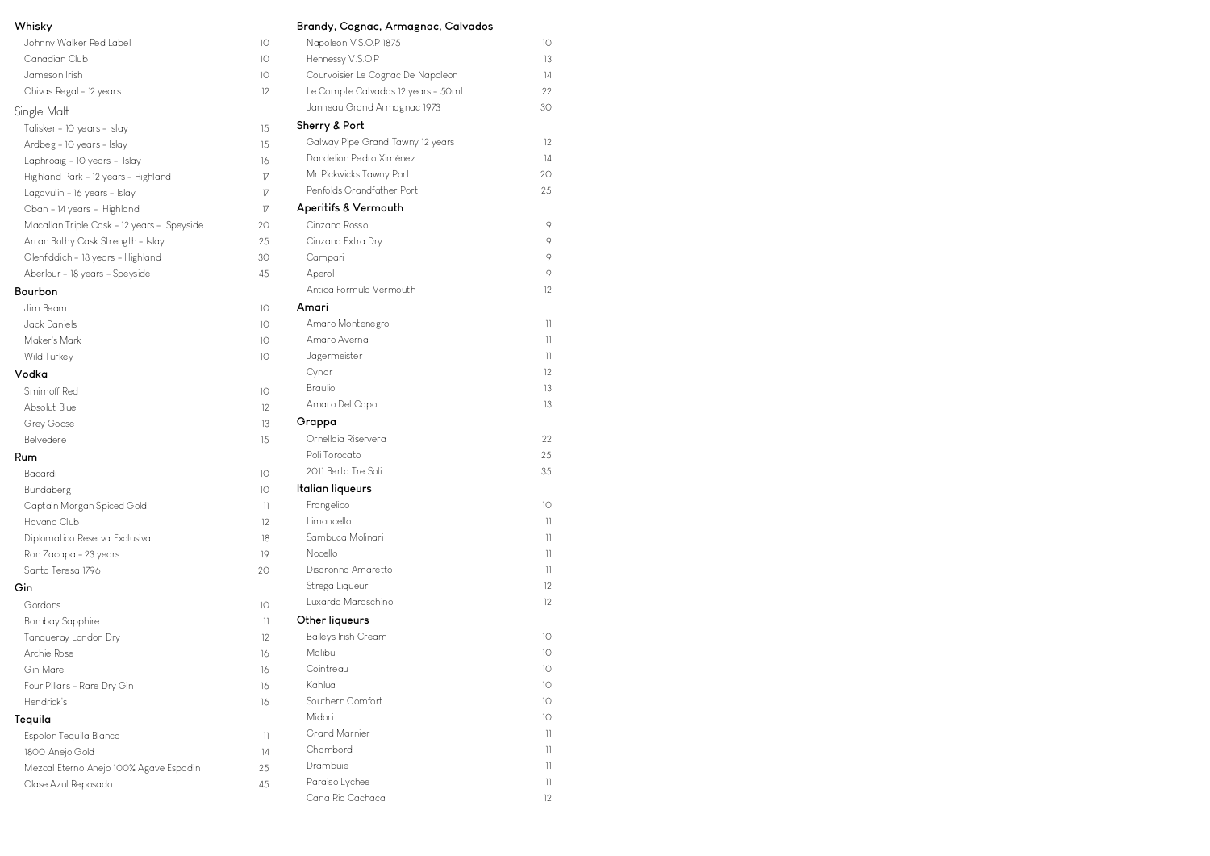## Whisky

| | |
|---|---|
| Johnny Walker Red Label | 10 |
| Canadian Club | 10 |
| Jameson Irish | 10 |
| Chivas Regal - 12 years | 12 |

## Single Malt

| | |
|---|---|
| Talisker - 10 years - Islay | 15 |
| Ardbeg - 10 years - Islay | 15 |
| Laphroaig - 10 years - Islay | 16 |
| Highland Park - 12 years - Highland | 17 |
| Lagavulin - 16 years - Islay | 17 |
| Oban - 14 years - Highland | 17 |
| Macallan Triple Cask - 12 years - Speyside | 20 |
| Arran Bothy Cask Strength - Islay | 25 |
| Glenfiddich - 18 years - Highland | 30 |
| Aberlour - 18 years - Speyside | 45 |

## Bourbon

| | |
|---|---|
| Jim Beam | 10 |
| Jack Daniels | 10 |
| Maker's Mark | 10 |
| Wild Turkey | 10 |

## Vodka

| | |
|---|---|
| Smirnoff Red | 10 |
| Absolut Blue | 12 |
| Grey Goose | 13 |
| Belvedere | 15 |

## Rum

| | |
|---|---|
| Bacardi | 10 |
| Bundaberg | 10 |
| Captain Morgan Spiced Gold | 11 |
| Havana Club | 12 |
| Diplomatico Reserva Exclusiva | 18 |
| Ron Zacapa - 23 years | 19 |
| Santa Teresa 1796 | 20 |

## Gin

| | |
|---|---|
| Gordons | 10 |
| Bombay Sapphire | 11 |
| Tanqueray London Dry | 12 |
| Archie Rose | 16 |
| Gin Mare | 16 |
| Four Pillars - Rare Dry Gin | 16 |
| Hendrick's | 16 |

## Tequila

| | |
|---|---|
| Espolon Tequila Blanco | 11 |
| 1800 Anejo Gold | 14 |
| Mezcal Eterno Anejo 100% Agave Espadin | 25 |
| Clase Azul Reposado | 45 |

## Brandy, Cognac, Armagnac, Calvados

| | |
|---|---|
| Napoleon V.S.O.P 1875 | 10 |
| Hennessy V.S.O.P | 13 |
| Courvoisier Le Cognac De Napoleon | 14 |
| Le Compte Calvados 12 years - 50ml | 22 |
| Janneau Grand Armagnac 1973 | 30 |

## Sherry & Port

| | |
|---|---|
| Galway Pipe Grand Tawny 12 years | 12 |
| Dandelion Pedro Ximénez | 14 |
| Mr Pickwicks Tawny Port | 20 |
| Penfolds Grandfather Port | 25 |

## Aperitifs & Vermouth

| | |
|---|---|
| Cinzano Rosso | 9 |
| Cinzano Extra Dry | 9 |
| Campari | 9 |
| Aperol | 9 |
| Antica Formula Vermouth | 12 |

## Amari

| | |
|---|---|
| Amaro Montenegro | 11 |
| Amaro Averna | 11 |
| Jagermeister | 11 |
| Cynar | 12 |
| Braulio | 13 |
| Amaro Del Capo | 13 |

## Grappa

| | |
|---|---|
| Ornellaia Riservera | 22 |
| Poli Torocato | 25 |
| 2011 Berta Tre Soli | 35 |

## Italian liqueurs

| | |
|---|---|
| Frangelico | 10 |
| Limoncello | 11 |
| Sambuca Molinari | 11 |
| Nocello | 11 |
| Disaronno Amaretto | 11 |
| Strega Liqueur | 12 |
| Luxardo Maraschino | 12 |

## Other liqueurs

| | |
|---|---|
| Baileys Irish Cream | 10 |
| Malibu | 10 |
| Cointreau | 10 |
| Kahlua | 10 |
| Southern Comfort | 10 |
| Midori | 10 |
| Grand Marnier | 11 |
| Chambord | 11 |
| Drambuie | 11 |
| Paraiso Lychee | 11 |
| Cana Rio Cachaca | 12 |